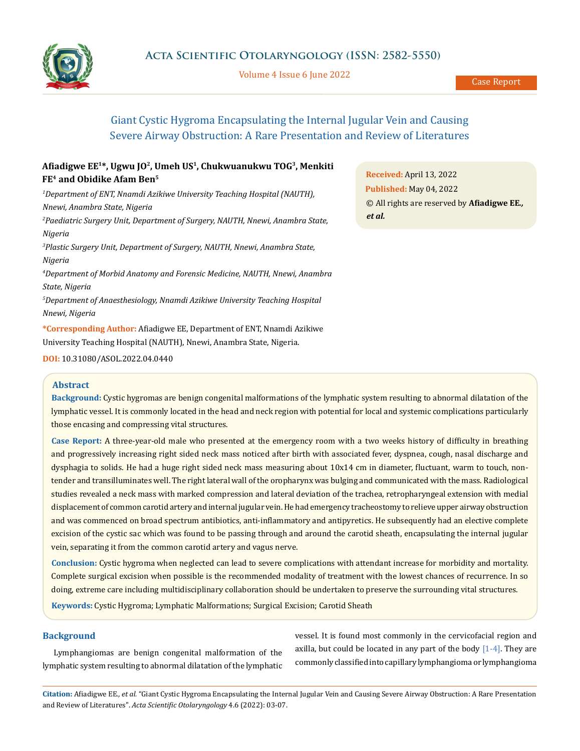# Giant Cystic Hygroma Encapsulating the Internal Jugular Vein and Causing Severe Airway Obstruction: A Rare Presentation and Review of Literatures

**Afiadigwe EE[1]*, Ugwu JO[2], Umeh US[1], Chukwuanukwu TOG[3], Menkiti FE[4] and Obidike Afam Ben[5]**

*[1]Department of ENT, Nnamdi Azikiwe University Teaching Hospital (NAUTH), Nnewi, Anambra State, Nigeria*

*[2]Paediatric Surgery Unit, Department of Surgery, NAUTH, Nnewi, Anambra State, Nigeria*

*[3]Plastic Surgery Unit, Department of Surgery, NAUTH, Nnewi, Anambra State, Nigeria*

*[4]Department of Morbid Anatomy and Forensic Medicine, NAUTH, Nnewi, Anambra State, Nigeria*

*[5]Department of Anaesthesiology, Nnamdi Azikiwe University Teaching Hospital Nnewi, Nigeria*

**\*Corresponding Author:** Afiadigwe EE, Department of ENT, Nnamdi Azikiwe University Teaching Hospital (NAUTH), Nnewi, Anambra State, Nigeria.

**DOI:** 10.31080/ASOL.2022.04.0440

**Received:** April 13, 2022
**Published:** May 04, 2022
© All rights are reserved by **Afiadigwe EE., *et al.***

## Abstract

**Background:** Cystic hygromas are benign congenital malformations of the lymphatic system resulting to abnormal dilatation of the lymphatic vessel. It is commonly located in the head and neck region with potential for local and systemic complications particularly those encasing and compressing vital structures.

**Case Report:** A three-year-old male who presented at the emergency room with a two weeks history of difficulty in breathing and progressively increasing right sided neck mass noticed after birth with associated fever, dyspnea, cough, nasal discharge and dysphagia to solids. He had a huge right sided neck mass measuring about 10x14 cm in diameter, fluctuant, warm to touch, non-tender and transilluminates well. The right lateral wall of the oropharynx was bulging and communicated with the mass. Radiological studies revealed a neck mass with marked compression and lateral deviation of the trachea, retropharyngeal extension with medial displacement of common carotid artery and internal jugular vein. He had emergency tracheostomy to relieve upper airway obstruction and was commenced on broad spectrum antibiotics, anti-inflammatory and antipyretics. He subsequently had an elective complete excision of the cystic sac which was found to be passing through and around the carotid sheath, encapsulating the internal jugular vein, separating it from the common carotid artery and vagus nerve.

**Conclusion:** Cystic hygroma when neglected can lead to severe complications with attendant increase for morbidity and mortality. Complete surgical excision when possible is the recommended modality of treatment with the lowest chances of recurrence. In so doing, extreme care including multidisciplinary collaboration should be undertaken to preserve the surrounding vital structures.

**Keywords:** Cystic Hygroma; Lymphatic Malformations; Surgical Excision; Carotid Sheath

## Background

Lymphangiomas are benign congenital malformation of the lymphatic system resulting to abnormal dilatation of the lymphatic vessel. It is found most commonly in the cervicofacial region and axilla, but could be located in any part of the body [1-4]. They are commonly classified into capillary lymphangioma or lymphangioma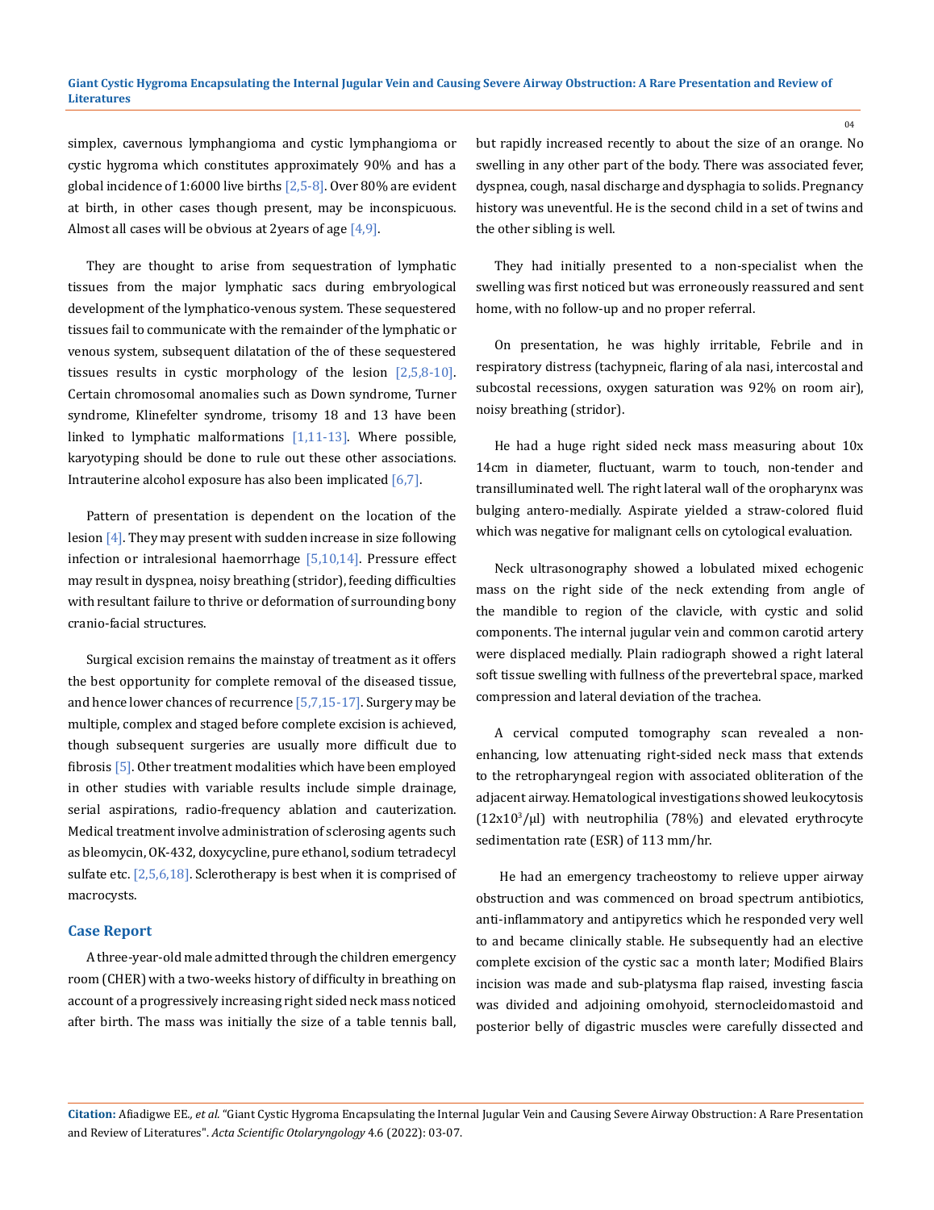simplex, cavernous lymphangioma and cystic lymphangioma or cystic hygroma which constitutes approximately 90% and has a global incidence of 1:6000 live births [2,5-8]. Over 80% are evident at birth, in other cases though present, may be inconspicuous. Almost all cases will be obvious at 2years of age [4,9].

They are thought to arise from sequestration of lymphatic tissues from the major lymphatic sacs during embryological development of the lymphatico-venous system. These sequestered tissues fail to communicate with the remainder of the lymphatic or venous system, subsequent dilatation of the of these sequestered tissues results in cystic morphology of the lesion [2,5,8-10]. Certain chromosomal anomalies such as Down syndrome, Turner syndrome, Klinefelter syndrome, trisomy 18 and 13 have been linked to lymphatic malformations [1,11-13]. Where possible, karyotyping should be done to rule out these other associations. Intrauterine alcohol exposure has also been implicated [6,7].

Pattern of presentation is dependent on the location of the lesion [4]. They may present with sudden increase in size following infection or intralesional haemorrhage [5,10,14]. Pressure effect may result in dyspnea, noisy breathing (stridor), feeding difficulties with resultant failure to thrive or deformation of surrounding bony cranio-facial structures.

Surgical excision remains the mainstay of treatment as it offers the best opportunity for complete removal of the diseased tissue, and hence lower chances of recurrence [5,7,15-17]. Surgery may be multiple, complex and staged before complete excision is achieved, though subsequent surgeries are usually more difficult due to fibrosis [5]. Other treatment modalities which have been employed in other studies with variable results include simple drainage, serial aspirations, radio-frequency ablation and cauterization. Medical treatment involve administration of sclerosing agents such as bleomycin, OK-432, doxycycline, pure ethanol, sodium tetradecyl sulfate etc. [2,5,6,18]. Sclerotherapy is best when it is comprised of macrocysts.

## Case Report

A three-year-old male admitted through the children emergency room (CHER) with a two-weeks history of difficulty in breathing on account of a progressively increasing right sided neck mass noticed after birth. The mass was initially the size of a table tennis ball, but rapidly increased recently to about the size of an orange. No swelling in any other part of the body. There was associated fever, dyspnea, cough, nasal discharge and dysphagia to solids. Pregnancy history was uneventful. He is the second child in a set of twins and the other sibling is well.

They had initially presented to a non-specialist when the swelling was first noticed but was erroneously reassured and sent home, with no follow-up and no proper referral.

On presentation, he was highly irritable, Febrile and in respiratory distress (tachypneic, flaring of ala nasi, intercostal and subcostal recessions, oxygen saturation was 92% on room air), noisy breathing (stridor).

He had a huge right sided neck mass measuring about 10x 14cm in diameter, fluctuant, warm to touch, non-tender and transilluminated well. The right lateral wall of the oropharynx was bulging antero-medially. Aspirate yielded a straw-colored fluid which was negative for malignant cells on cytological evaluation.

Neck ultrasonography showed a lobulated mixed echogenic mass on the right side of the neck extending from angle of the mandible to region of the clavicle, with cystic and solid components. The internal jugular vein and common carotid artery were displaced medially. Plain radiograph showed a right lateral soft tissue swelling with fullness of the prevertebral space, marked compression and lateral deviation of the trachea.

A cervical computed tomography scan revealed a non-enhancing, low attenuating right-sided neck mass that extends to the retropharyngeal region with associated obliteration of the adjacent airway. Hematological investigations showed leukocytosis ($12x10^3/\mu l$) with neutrophilia (78%) and elevated erythrocyte sedimentation rate (ESR) of 113 mm/hr.

He had an emergency tracheostomy to relieve upper airway obstruction and was commenced on broad spectrum antibiotics, anti-inflammatory and antipyretics which he responded very well to and became clinically stable. He subsequently had an elective complete excision of the cystic sac a month later; Modified Blairs incision was made and sub-platysma flap raised, investing fascia was divided and adjoining omohyoid, sternocleidomastoid and posterior belly of digastric muscles were carefully dissected and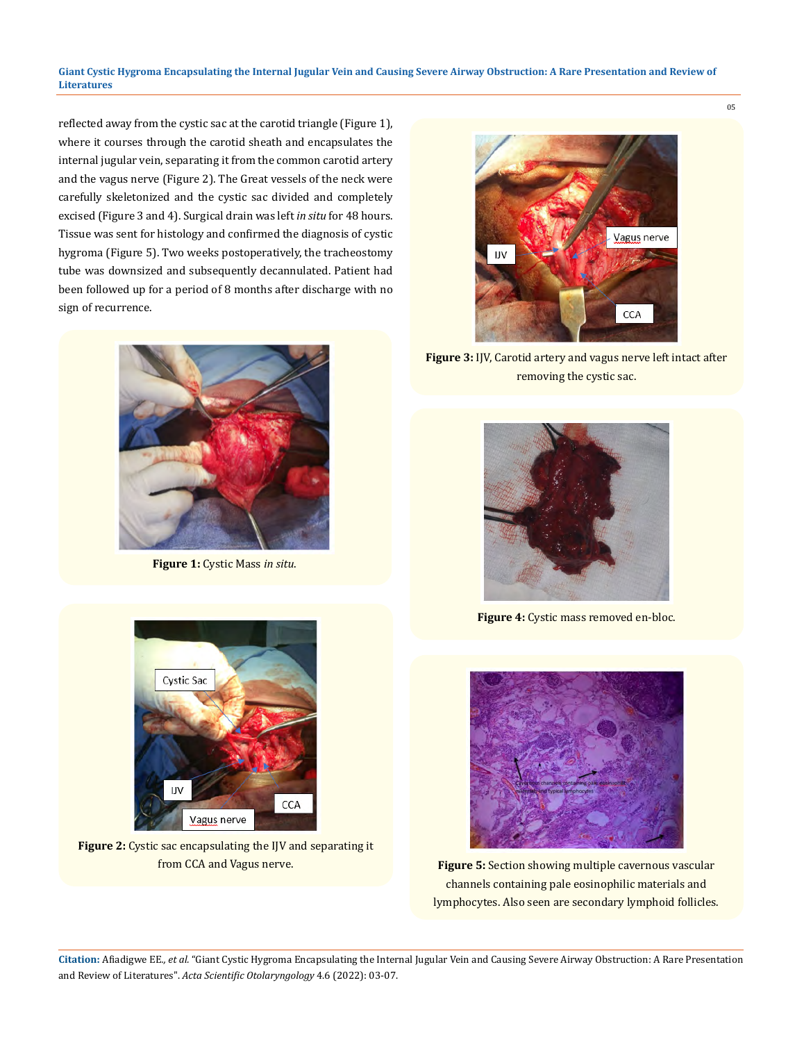reflected away from the cystic sac at the carotid triangle (Figure 1), where it courses through the carotid sheath and encapsulates the internal jugular vein, separating it from the common carotid artery and the vagus nerve (Figure 2). The Great vessels of the neck were carefully skeletonized and the cystic sac divided and completely excised (Figure 3 and 4). Surgical drain was left *in situ* for 48 hours. Tissue was sent for histology and confirmed the diagnosis of cystic hygroma (Figure 5). Two weeks postoperatively, the tracheostomy tube was downsized and subsequently decannulated. Patient had been followed up for a period of 8 months after discharge with no sign of recurrence.

**Figure 1:** Cystic Mass *in situ*.

**Figure 2:** Cystic sac encapsulating the IJV and separating it from CCA and Vagus nerve.

**Figure 3:** IJV, Carotid artery and vagus nerve left intact after removing the cystic sac.

**Figure 4:** Cystic mass removed en-bloc.

**Figure 5:** Section showing multiple cavernous vascular channels containing pale eosinophilic materials and lymphocytes. Also seen are secondary lymphoid follicles.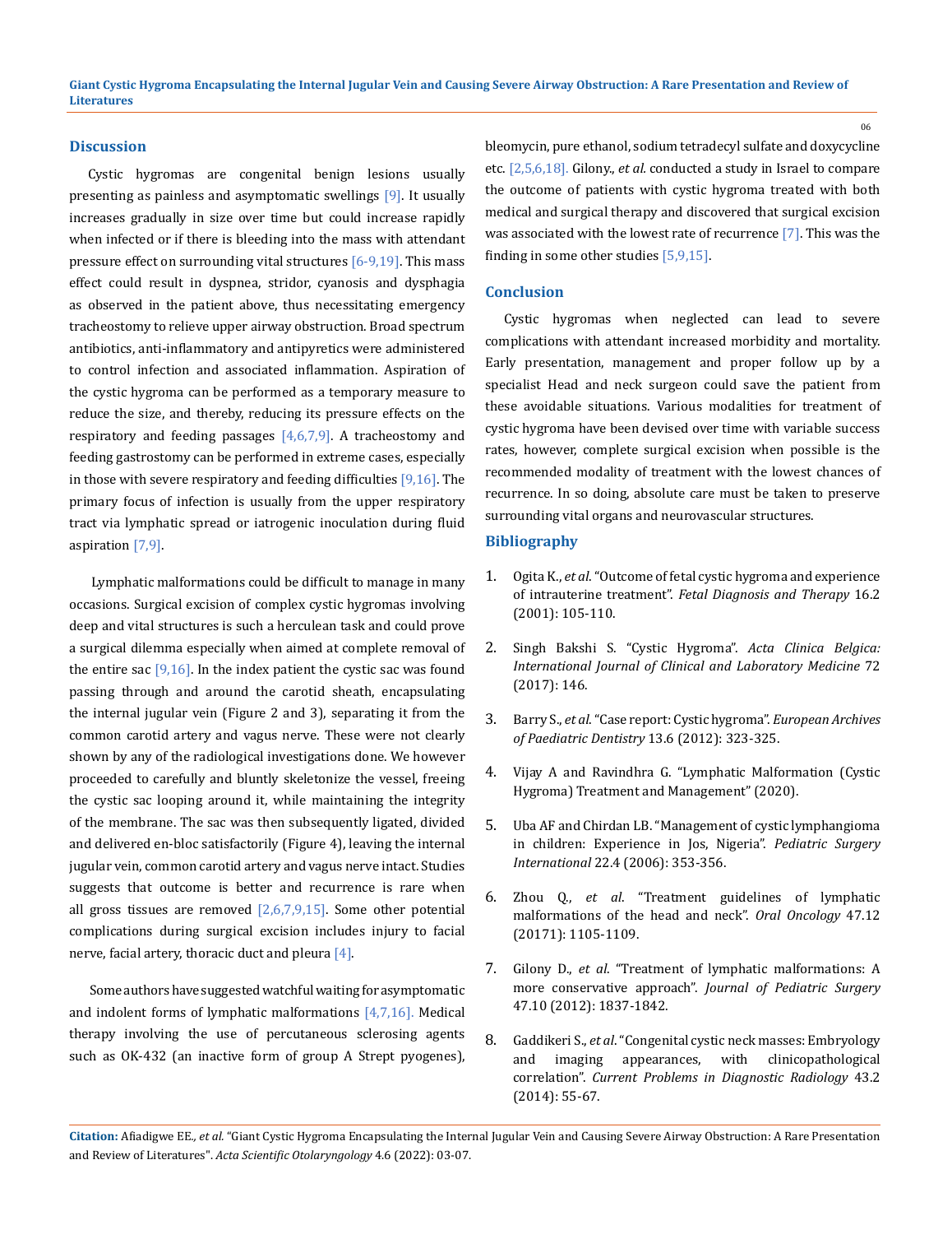## Discussion

Cystic hygromas are congenital benign lesions usually presenting as painless and asymptomatic swellings [9]. It usually increases gradually in size over time but could increase rapidly when infected or if there is bleeding into the mass with attendant pressure effect on surrounding vital structures [6-9,19]. This mass effect could result in dyspnea, stridor, cyanosis and dysphagia as observed in the patient above, thus necessitating emergency tracheostomy to relieve upper airway obstruction. Broad spectrum antibiotics, anti-inflammatory and antipyretics were administered to control infection and associated inflammation. Aspiration of the cystic hygroma can be performed as a temporary measure to reduce the size, and thereby, reducing its pressure effects on the respiratory and feeding passages [4,6,7,9]. A tracheostomy and feeding gastrostomy can be performed in extreme cases, especially in those with severe respiratory and feeding difficulties [9,16]. The primary focus of infection is usually from the upper respiratory tract via lymphatic spread or iatrogenic inoculation during fluid aspiration [7,9].

Lymphatic malformations could be difficult to manage in many occasions. Surgical excision of complex cystic hygromas involving deep and vital structures is such a herculean task and could prove a surgical dilemma especially when aimed at complete removal of the entire sac [9,16]. In the index patient the cystic sac was found passing through and around the carotid sheath, encapsulating the internal jugular vein (Figure 2 and 3), separating it from the common carotid artery and vagus nerve. These were not clearly shown by any of the radiological investigations done. We however proceeded to carefully and bluntly skeletonize the vessel, freeing the cystic sac looping around it, while maintaining the integrity of the membrane. The sac was then subsequently ligated, divided and delivered en-bloc satisfactorily (Figure 4), leaving the internal jugular vein, common carotid artery and vagus nerve intact. Studies suggests that outcome is better and recurrence is rare when all gross tissues are removed [2,6,7,9,15]. Some other potential complications during surgical excision includes injury to facial nerve, facial artery, thoracic duct and pleura [4].

Some authors have suggested watchful waiting for asymptomatic and indolent forms of lymphatic malformations [4,7,16]. Medical therapy involving the use of percutaneous sclerosing agents such as OK-432 (an inactive form of group A Strept pyogenes), bleomycin, pure ethanol, sodium tetradecyl sulfate and doxycycline etc. [2,5,6,18]. Gilony., *et al.* conducted a study in Israel to compare the outcome of patients with cystic hygroma treated with both medical and surgical therapy and discovered that surgical excision was associated with the lowest rate of recurrence [7]. This was the finding in some other studies [5,9,15].

## Conclusion

Cystic hygromas when neglected can lead to severe complications with attendant increased morbidity and mortality. Early presentation, management and proper follow up by a specialist Head and neck surgeon could save the patient from these avoidable situations. Various modalities for treatment of cystic hygroma have been devised over time with variable success rates, however, complete surgical excision when possible is the recommended modality of treatment with the lowest chances of recurrence. In so doing, absolute care must be taken to preserve surrounding vital organs and neurovascular structures.

## Bibliography

1. Ogita K., *et al*. "Outcome of fetal cystic hygroma and experience of intrauterine treatment". *Fetal Diagnosis and Therapy* 16.2 (2001): 105-110.
2. Singh Bakshi S. "Cystic Hygroma". *Acta Clinica Belgica: International Journal of Clinical and Laboratory Medicine* 72 (2017): 146.
3. Barry S., *et al*. "Case report: Cystic hygroma". *European Archives of Paediatric Dentistry* 13.6 (2012): 323-325.
4. Vijay A and Ravindhra G. "Lymphatic Malformation (Cystic Hygroma) Treatment and Management" (2020).
5. Uba AF and Chirdan LB. "Management of cystic lymphangioma in children: Experience in Jos, Nigeria". *Pediatric Surgery International* 22.4 (2006): 353-356.
6. Zhou Q., *et al*. "Treatment guidelines of lymphatic malformations of the head and neck". *Oral Oncology* 47.12 (20171): 1105-1109.
7. Gilony D., *et al*. "Treatment of lymphatic malformations: A more conservative approach". *Journal of Pediatric Surgery* 47.10 (2012): 1837-1842.
8. Gaddikeri S., *et al*. "Congenital cystic neck masses: Embryology and imaging appearances, with clinicopathological correlation". *Current Problems in Diagnostic Radiology* 43.2 (2014): 55-67.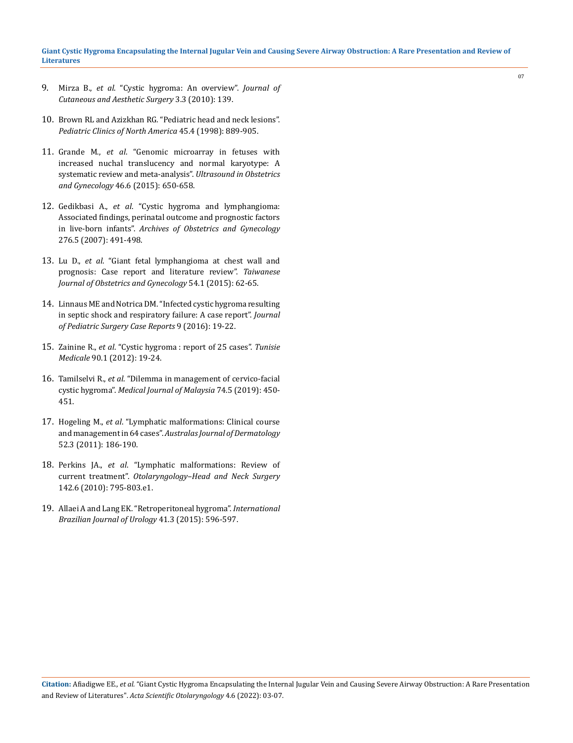9. Mirza B., *et al*. “Cystic hygroma: An overview”. *Journal of Cutaneous and Aesthetic Surgery* 3.3 (2010): 139.

10. Brown RL and Azizkhan RG. “Pediatric head and neck lesions”. *Pediatric Clinics of North America* 45.4 (1998): 889-905.

11. Grande M., *et al*. “Genomic microarray in fetuses with increased nuchal translucency and normal karyotype: A systematic review and meta-analysis”. *Ultrasound in Obstetrics and Gynecology* 46.6 (2015): 650-658.

12. Gedikbasi A., *et al*. “Cystic hygroma and lymphangioma: Associated findings, perinatal outcome and prognostic factors in live-born infants”. *Archives of Obstetrics and Gynecology* 276.5 (2007): 491-498.

13. Lu D., *et al*. “Giant fetal lymphangioma at chest wall and prognosis: Case report and literature review”. *Taiwanese Journal of Obstetrics and Gynecology* 54.1 (2015): 62-65.

14. Linnaus ME and Notrica DM. “Infected cystic hygroma resulting in septic shock and respiratory failure: A case report”. *Journal of Pediatric Surgery Case Reports* 9 (2016): 19-22.

15. Zainine R., *et al*. “Cystic hygroma : report of 25 cases”. *Tunisie Medicale* 90.1 (2012): 19-24.

16. Tamilselvi R., *et al*. “Dilemma in management of cervico-facial cystic hygroma”. *Medical Journal of Malaysia* 74.5 (2019): 450-451.

17. Hogeling M., *et al*. “Lymphatic malformations: Clinical course and management in 64 cases”. *Australas Journal of Dermatology* 52.3 (2011): 186-190.

18. Perkins JA., *et al*. “Lymphatic malformations: Review of current treatment”. *Otolaryngology–Head and Neck Surgery* 142.6 (2010): 795-803.e1.

19. Allaei A and Lang EK. “Retroperitoneal hygroma”. *International Brazilian Journal of Urology* 41.3 (2015): 596-597.